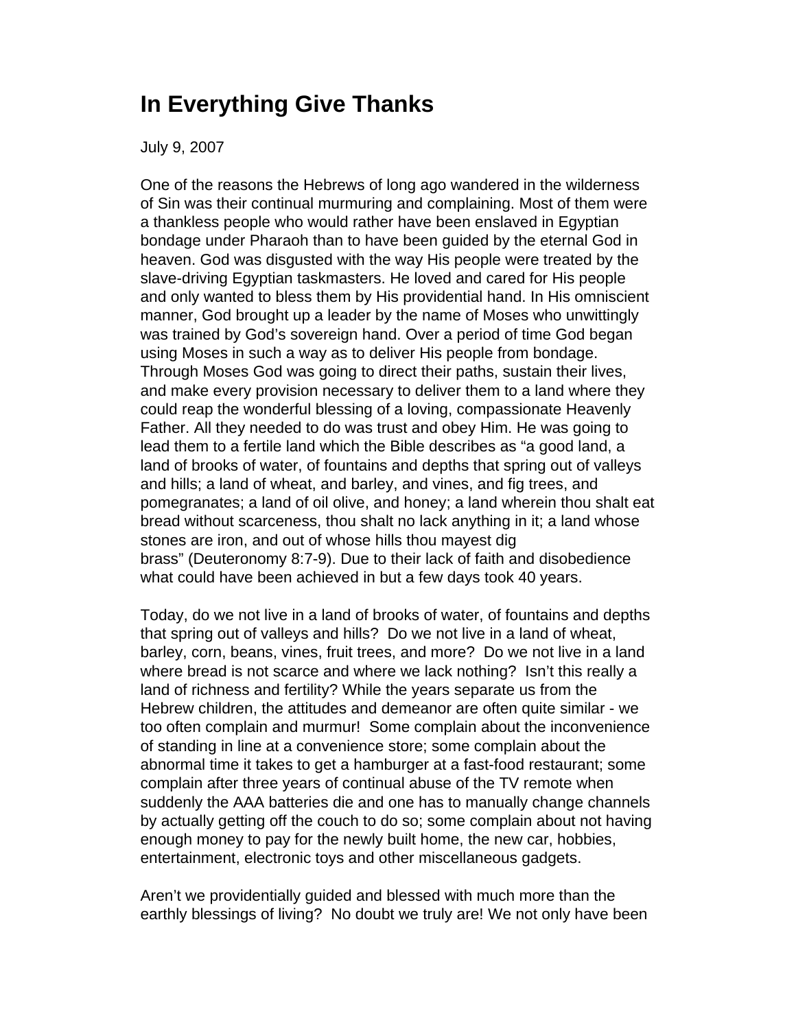# In Everything Give Thanks

July 9, 2007

One of the reasons the Hebrews of long ago wandered in the wilderness of Sin was their continual murmuring and complaining. Most of them were a thankless people who would rather have been enslaved in Egyptian bondage under Pharaoh than to have been guided by the eternal God in heaven. God was disgusted with the way His people were treated by the slave-driving Egyptian taskmasters. He loved and cared for His people and only wanted to bless them by His providential hand. In His omniscient manner, God brought up a leader by the name of Moses who unwittingly was trained by God's sovereign hand. Over a period of time God began using Moses in such a way as to deliver His people from bondage. Through Moses God was going to direct their paths, sustain their lives, and make every provision necessary to deliver them to a land where they could reap the wonderful blessing of a loving, compassionate Heavenly Father. All they needed to do was trust and obey Him. He was going to lead them to a fertile land which the Bible describes as "a good land, a land of brooks of water, of fountains and depths that spring out of valleys and hills; a land of wheat, and barley, and vines, and fig trees, and pomegranates; a land of oil olive, and honey; a land wherein thou shalt eat bread without scarceness, thou shalt no lack anything in it; a land whose stones are iron, and out of whose hills thou mayest dig brass" (Deuteronomy 8:7-9). Due to their lack of faith and disobedience what could have been achieved in but a few days took 40 years.

Today, do we not live in a land of brooks of water, of fountains and depths that spring out of valleys and hills? Do we not live in a land of wheat, barley, corn, beans, vines, fruit trees, and more? Do we not live in a land where bread is not scarce and where we lack nothing? Isn't this really a land of richness and fertility? While the years separate us from the Hebrew children, the attitudes and demeanor are often quite similar - we too often complain and murmur! Some complain about the inconvenience of standing in line at a convenience store; some complain about the abnormal time it takes to get a hamburger at a fast-food restaurant; some complain after three years of continual abuse of the TV remote when suddenly the AAA batteries die and one has to manually change channels by actually getting off the couch to do so; some complain about not having enough money to pay for the newly built home, the new car, hobbies, entertainment, electronic toys and other miscellaneous gadgets.

Aren't we providentially guided and blessed with much more than the earthly blessings of living? No doubt we truly are! We not only have been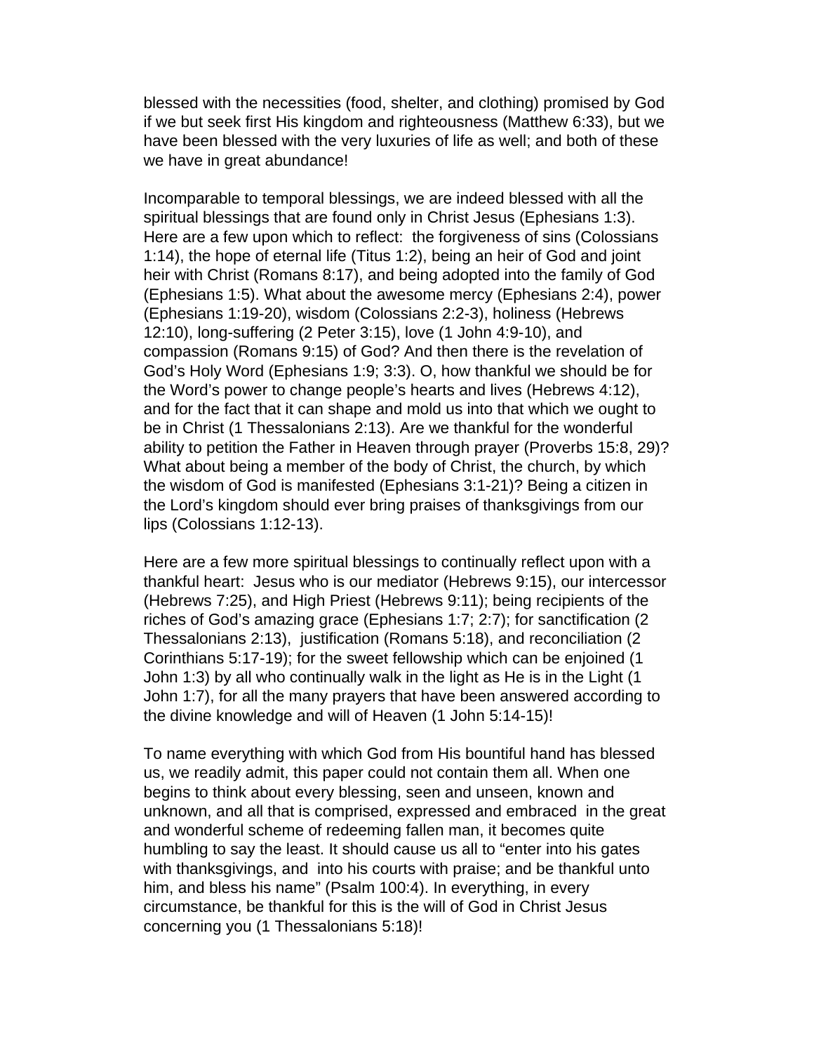blessed with the necessities (food, shelter, and clothing) promised by God if we but seek first His kingdom and righteousness (Matthew 6:33), but we have been blessed with the very luxuries of life as well; and both of these we have in great abundance!

Incomparable to temporal blessings, we are indeed blessed with all the spiritual blessings that are found only in Christ Jesus (Ephesians 1:3). Here are a few upon which to reflect: the forgiveness of sins (Colossians 1:14), the hope of eternal life (Titus 1:2), being an heir of God and joint heir with Christ (Romans 8:17), and being adopted into the family of God (Ephesians 1:5). What about the awesome mercy (Ephesians 2:4), power (Ephesians 1:19-20), wisdom (Colossians 2:2-3), holiness (Hebrews 12:10), long-suffering (2 Peter 3:15), love (1 John 4:9-10), and compassion (Romans 9:15) of God? And then there is the revelation of God's Holy Word (Ephesians 1:9; 3:3). O, how thankful we should be for the Word's power to change people's hearts and lives (Hebrews 4:12), and for the fact that it can shape and mold us into that which we ought to be in Christ (1 Thessalonians 2:13). Are we thankful for the wonderful ability to petition the Father in Heaven through prayer (Proverbs 15:8, 29)? What about being a member of the body of Christ, the church, by which the wisdom of God is manifested (Ephesians 3:1-21)? Being a citizen in the Lord's kingdom should ever bring praises of thanksgivings from our lips (Colossians 1:12-13).

Here are a few more spiritual blessings to continually reflect upon with a thankful heart: Jesus who is our mediator (Hebrews 9:15), our intercessor (Hebrews 7:25), and High Priest (Hebrews 9:11); being recipients of the riches of God's amazing grace (Ephesians 1:7; 2:7); for sanctification (2 Thessalonians 2:13), justification (Romans 5:18), and reconciliation (2 Corinthians 5:17-19); for the sweet fellowship which can be enjoined (1 John 1:3) by all who continually walk in the light as He is in the Light (1 John 1:7), for all the many prayers that have been answered according to the divine knowledge and will of Heaven (1 John 5:14-15)!

To name everything with which God from His bountiful hand has blessed us, we readily admit, this paper could not contain them all. When one begins to think about every blessing, seen and unseen, known and unknown, and all that is comprised, expressed and embraced in the great and wonderful scheme of redeeming fallen man, it becomes quite humbling to say the least. It should cause us all to "enter into his gates with thanksgivings, and into his courts with praise; and be thankful unto him, and bless his name" (Psalm 100:4). In everything, in every circumstance, be thankful for this is the will of God in Christ Jesus concerning you (1 Thessalonians 5:18)!